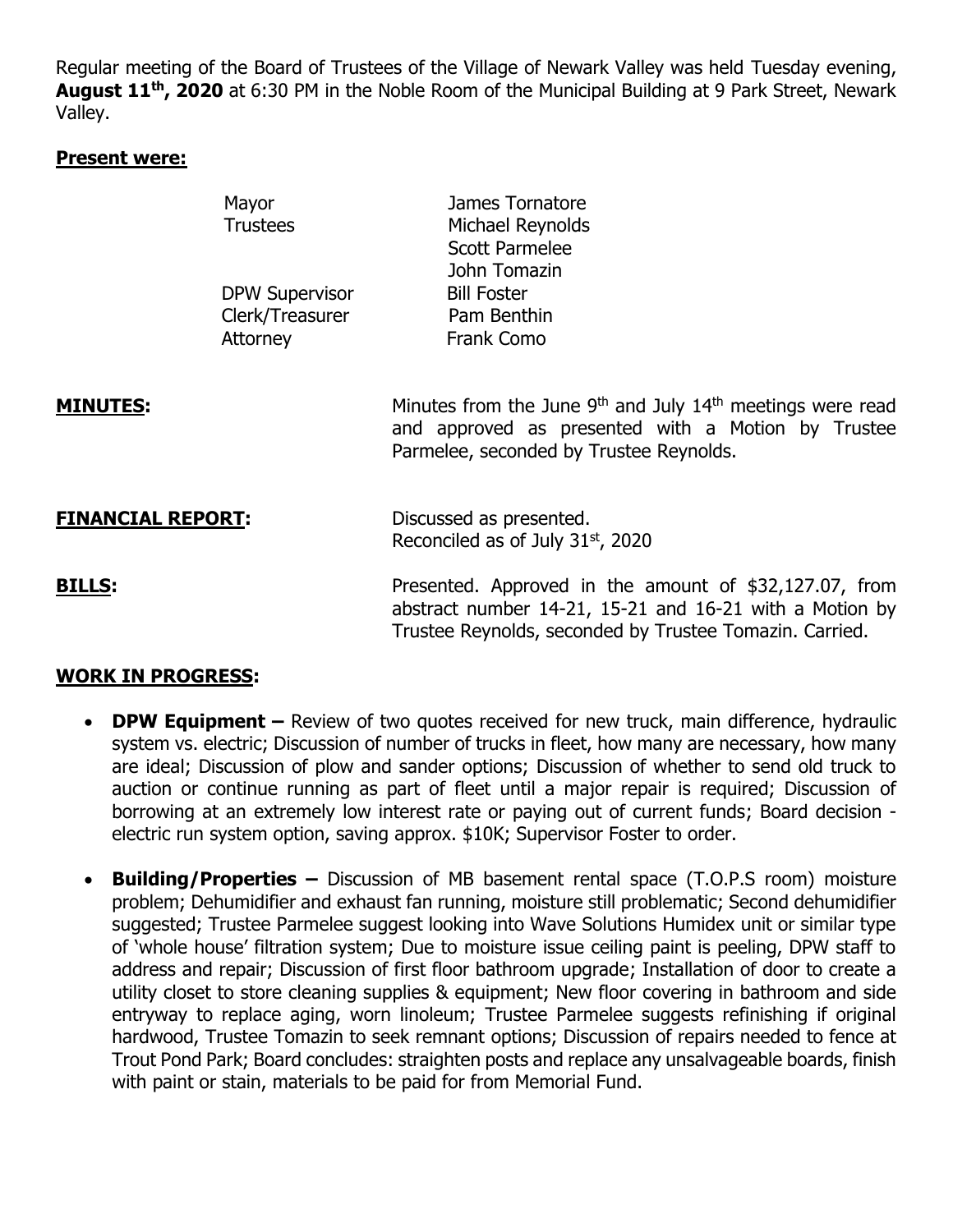Regular meeting of the Board of Trustees of the Village of Newark Valley was held Tuesday evening, **August 11th, 2020** at 6:30 PM in the Noble Room of the Municipal Building at 9 Park Street, Newark Valley.

**Present were:**

| | |
|---|---|
| Mayor | James Tornatore |
| Trustees | Michael Reynolds |
| | Scott Parmelee |
| | John Tomazin |
| DPW Supervisor | Bill Foster |
| Clerk/Treasurer | Pam Benthin |
| Attorney | Frank Como |

**MINUTES:** Minutes from the June 9th and July 14th meetings were read and approved as presented with a Motion by Trustee Parmelee, seconded by Trustee Reynolds.

**FINANCIAL REPORT:** Discussed as presented.
Reconciled as of July 31st, 2020

**BILLS:** Presented. Approved in the amount of $32,127.07, from abstract number 14-21, 15-21 and 16-21 with a Motion by Trustee Reynolds, seconded by Trustee Tomazin. Carried.

**WORK IN PROGRESS:**

- **DPW Equipment –** Review of two quotes received for new truck, main difference, hydraulic system vs. electric; Discussion of number of trucks in fleet, how many are necessary, how many are ideal; Discussion of plow and sander options; Discussion of whether to send old truck to auction or continue running as part of fleet until a major repair is required; Discussion of borrowing at an extremely low interest rate or paying out of current funds; Board decision - electric run system option, saving approx. $10K; Supervisor Foster to order.
- **Building/Properties –** Discussion of MB basement rental space (T.O.P.S room) moisture problem; Dehumidifier and exhaust fan running, moisture still problematic; Second dehumidifier suggested; Trustee Parmelee suggest looking into Wave Solutions Humidex unit or similar type of 'whole house' filtration system; Due to moisture issue ceiling paint is peeling, DPW staff to address and repair; Discussion of first floor bathroom upgrade; Installation of door to create a utility closet to store cleaning supplies & equipment; New floor covering in bathroom and side entryway to replace aging, worn linoleum; Trustee Parmelee suggests refinishing if original hardwood, Trustee Tomazin to seek remnant options; Discussion of repairs needed to fence at Trout Pond Park; Board concludes: straighten posts and replace any unsalvageable boards, finish with paint or stain, materials to be paid for from Memorial Fund.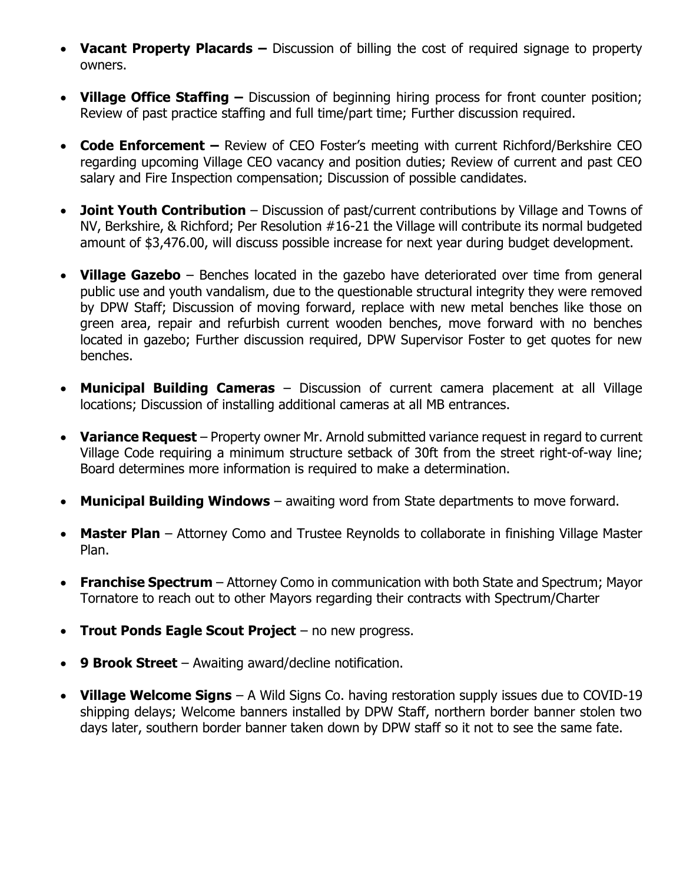- **Vacant Property Placards –** Discussion of billing the cost of required signage to property owners.

- **Village Office Staffing –** Discussion of beginning hiring process for front counter position; Review of past practice staffing and full time/part time; Further discussion required.

- **Code Enforcement –** Review of CEO Foster's meeting with current Richford/Berkshire CEO regarding upcoming Village CEO vacancy and position duties; Review of current and past CEO salary and Fire Inspection compensation; Discussion of possible candidates.

- **Joint Youth Contribution** – Discussion of past/current contributions by Village and Towns of NV, Berkshire, & Richford; Per Resolution #16-21 the Village will contribute its normal budgeted amount of $3,476.00, will discuss possible increase for next year during budget development.

- **Village Gazebo** – Benches located in the gazebo have deteriorated over time from general public use and youth vandalism, due to the questionable structural integrity they were removed by DPW Staff; Discussion of moving forward, replace with new metal benches like those on green area, repair and refurbish current wooden benches, move forward with no benches located in gazebo; Further discussion required, DPW Supervisor Foster to get quotes for new benches.

- **Municipal Building Cameras** – Discussion of current camera placement at all Village locations; Discussion of installing additional cameras at all MB entrances.

- **Variance Request** – Property owner Mr. Arnold submitted variance request in regard to current Village Code requiring a minimum structure setback of 30ft from the street right-of-way line; Board determines more information is required to make a determination.

- **Municipal Building Windows** – awaiting word from State departments to move forward.

- **Master Plan** – Attorney Como and Trustee Reynolds to collaborate in finishing Village Master Plan.

- **Franchise Spectrum** – Attorney Como in communication with both State and Spectrum; Mayor Tornatore to reach out to other Mayors regarding their contracts with Spectrum/Charter

- **Trout Ponds Eagle Scout Project** – no new progress.

- **9 Brook Street** – Awaiting award/decline notification.

- **Village Welcome Signs** – A Wild Signs Co. having restoration supply issues due to COVID-19 shipping delays; Welcome banners installed by DPW Staff, northern border banner stolen two days later, southern border banner taken down by DPW staff so it not to see the same fate.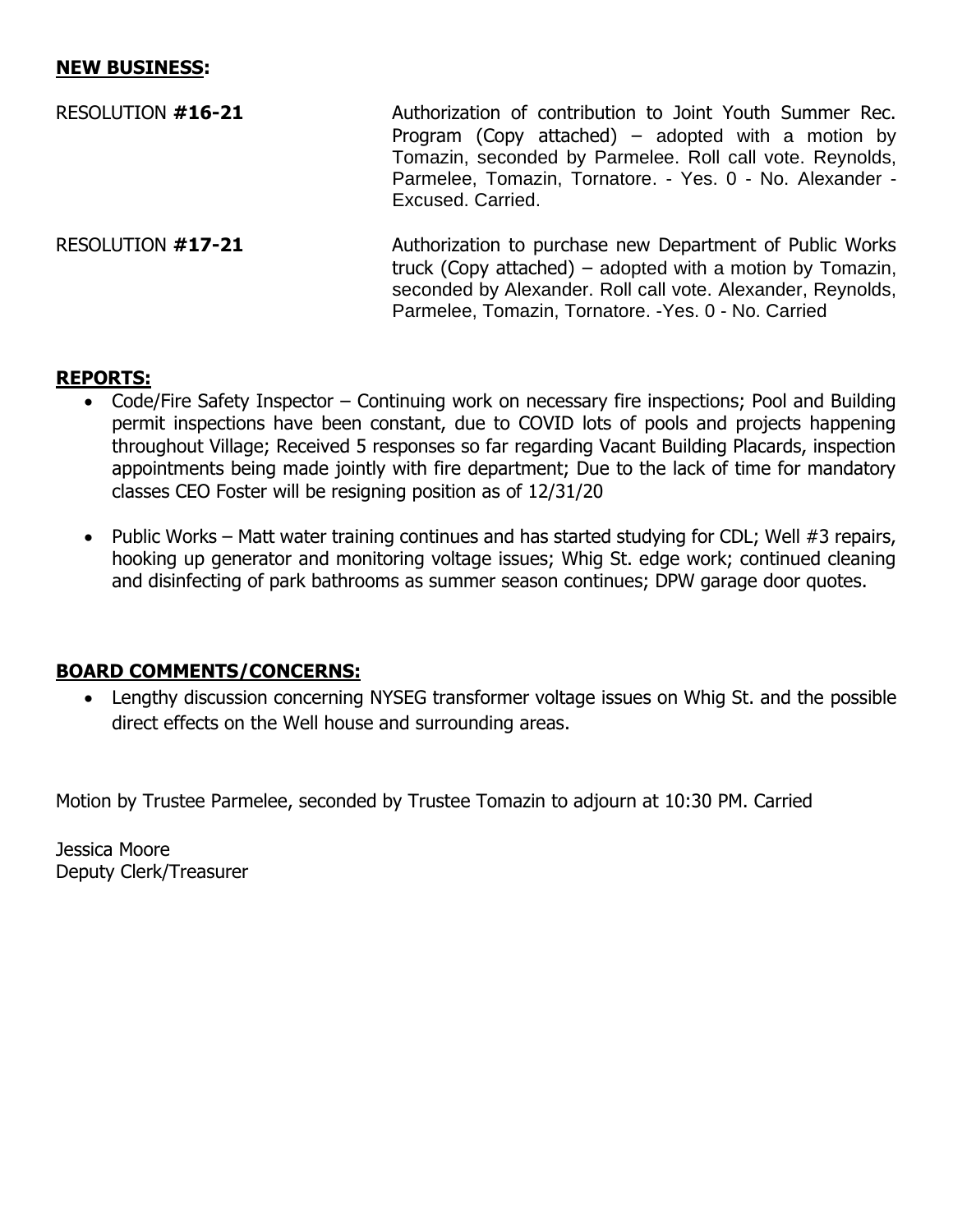**NEW BUSINESS:**

RESOLUTION **#16-21** Authorization of contribution to Joint Youth Summer Rec. Program (Copy attached) – adopted with a motion by Tomazin, seconded by Parmelee. Roll call vote. Reynolds, Parmelee, Tomazin, Tornatore. - Yes. 0 - No. Alexander - Excused. Carried.

RESOLUTION **#17-21** Authorization to purchase new Department of Public Works truck (Copy attached) – adopted with a motion by Tomazin, seconded by Alexander. Roll call vote. Alexander, Reynolds, Parmelee, Tomazin, Tornatore. -Yes. 0 - No. Carried

**REPORTS:**

- Code/Fire Safety Inspector – Continuing work on necessary fire inspections; Pool and Building permit inspections have been constant, due to COVID lots of pools and projects happening throughout Village; Received 5 responses so far regarding Vacant Building Placards, inspection appointments being made jointly with fire department; Due to the lack of time for mandatory classes CEO Foster will be resigning position as of 12/31/20
- Public Works – Matt water training continues and has started studying for CDL; Well #3 repairs, hooking up generator and monitoring voltage issues; Whig St. edge work; continued cleaning and disinfecting of park bathrooms as summer season continues; DPW garage door quotes.

**BOARD COMMENTS/CONCERNS:**

- Lengthy discussion concerning NYSEG transformer voltage issues on Whig St. and the possible direct effects on the Well house and surrounding areas.

Motion by Trustee Parmelee, seconded by Trustee Tomazin to adjourn at 10:30 PM. Carried

Jessica Moore
Deputy Clerk/Treasurer